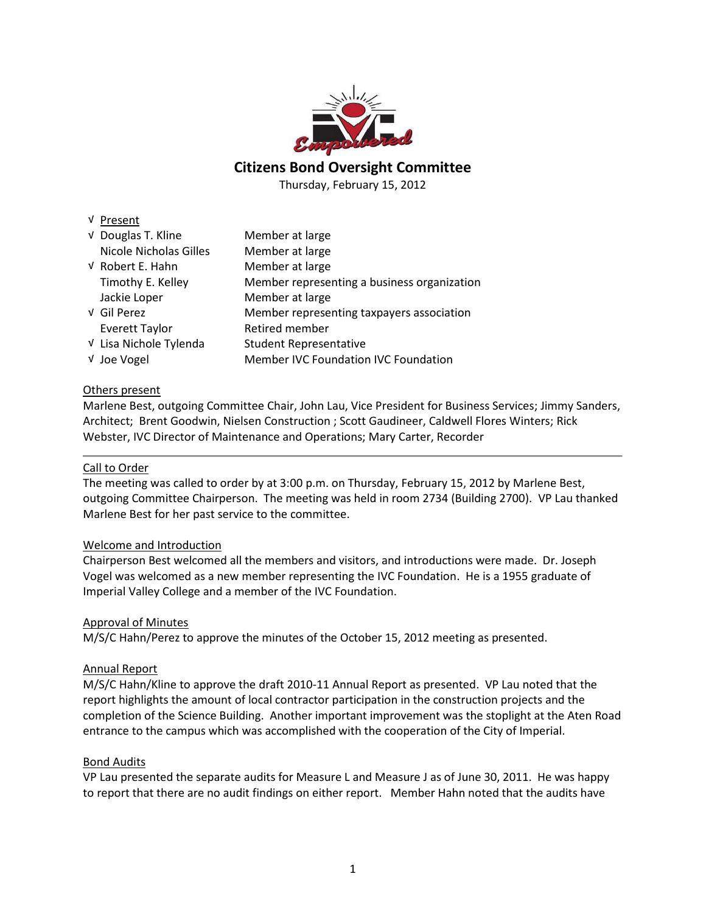# Citizens Bond Oversight Committee

Thursday, February 15, 2012

| √ | Present | |
|---|---|---|
| √ | Douglas T. Kline | Member at large |
| | Nicole Nicholas Gilles | Member at large |
| √ | Robert E. Hahn | Member at large |
| | Timothy E. Kelley | Member representing a business organization |
| | Jackie Loper | Member at large |
| √ | Gil Perez | Member representing taxpayers association |
| | Everett Taylor | Retired member |
| √ | Lisa Nichole Tylenda | Student Representative |
| √ | Joe Vogel | Member IVC Foundation IVC Foundation |

Others present

Marlene Best, outgoing Committee Chair, John Lau, Vice President for Business Services; Jimmy Sanders, Architect; Brent Goodwin, Nielsen Construction ; Scott Gaudineer, Caldwell Flores Winters; Rick Webster, IVC Director of Maintenance and Operations; Mary Carter, Recorder

---

Call to Order

The meeting was called to order by at 3:00 p.m. on Thursday, February 15, 2012 by Marlene Best, outgoing Committee Chairperson. The meeting was held in room 2734 (Building 2700). VP Lau thanked Marlene Best for her past service to the committee.

Welcome and Introduction

Chairperson Best welcomed all the members and visitors, and introductions were made. Dr. Joseph Vogel was welcomed as a new member representing the IVC Foundation. He is a 1955 graduate of Imperial Valley College and a member of the IVC Foundation.

Approval of Minutes

M/S/C Hahn/Perez to approve the minutes of the October 15, 2012 meeting as presented.

Annual Report

M/S/C Hahn/Kline to approve the draft 2010-11 Annual Report as presented. VP Lau noted that the report highlights the amount of local contractor participation in the construction projects and the completion of the Science Building. Another important improvement was the stoplight at the Aten Road entrance to the campus which was accomplished with the cooperation of the City of Imperial.

Bond Audits

VP Lau presented the separate audits for Measure L and Measure J as of June 30, 2011. He was happy to report that there are no audit findings on either report. Member Hahn noted that the audits have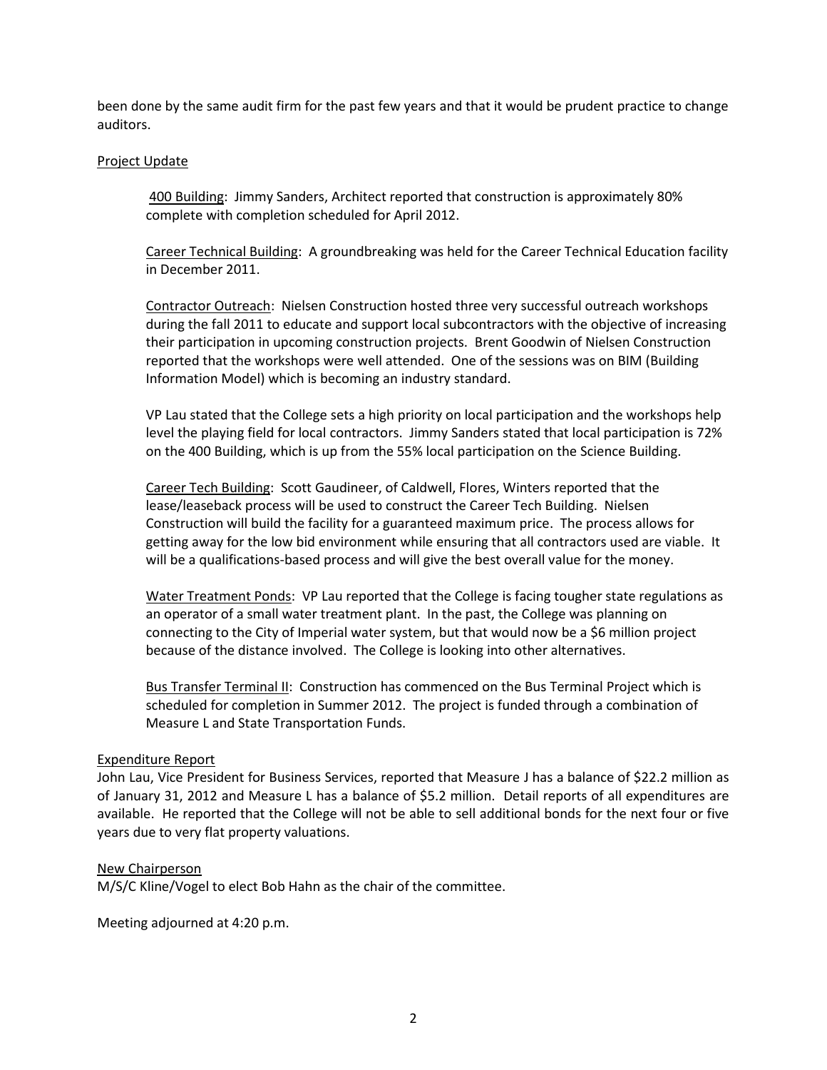been done by the same audit firm for the past few years and that it would be prudent practice to change auditors.

Project Update

400 Building: Jimmy Sanders, Architect reported that construction is approximately 80% complete with completion scheduled for April 2012.

Career Technical Building: A groundbreaking was held for the Career Technical Education facility in December 2011.

Contractor Outreach: Nielsen Construction hosted three very successful outreach workshops during the fall 2011 to educate and support local subcontractors with the objective of increasing their participation in upcoming construction projects. Brent Goodwin of Nielsen Construction reported that the workshops were well attended. One of the sessions was on BIM (Building Information Model) which is becoming an industry standard.

VP Lau stated that the College sets a high priority on local participation and the workshops help level the playing field for local contractors. Jimmy Sanders stated that local participation is 72% on the 400 Building, which is up from the 55% local participation on the Science Building.

Career Tech Building: Scott Gaudineer, of Caldwell, Flores, Winters reported that the lease/leaseback process will be used to construct the Career Tech Building. Nielsen Construction will build the facility for a guaranteed maximum price. The process allows for getting away for the low bid environment while ensuring that all contractors used are viable. It will be a qualifications-based process and will give the best overall value for the money.

Water Treatment Ponds: VP Lau reported that the College is facing tougher state regulations as an operator of a small water treatment plant. In the past, the College was planning on connecting to the City of Imperial water system, but that would now be a $6 million project because of the distance involved. The College is looking into other alternatives.

Bus Transfer Terminal II: Construction has commenced on the Bus Terminal Project which is scheduled for completion in Summer 2012. The project is funded through a combination of Measure L and State Transportation Funds.

Expenditure Report

John Lau, Vice President for Business Services, reported that Measure J has a balance of $22.2 million as of January 31, 2012 and Measure L has a balance of $5.2 million. Detail reports of all expenditures are available. He reported that the College will not be able to sell additional bonds for the next four or five years due to very flat property valuations.

New Chairperson

M/S/C Kline/Vogel to elect Bob Hahn as the chair of the committee.

Meeting adjourned at 4:20 p.m.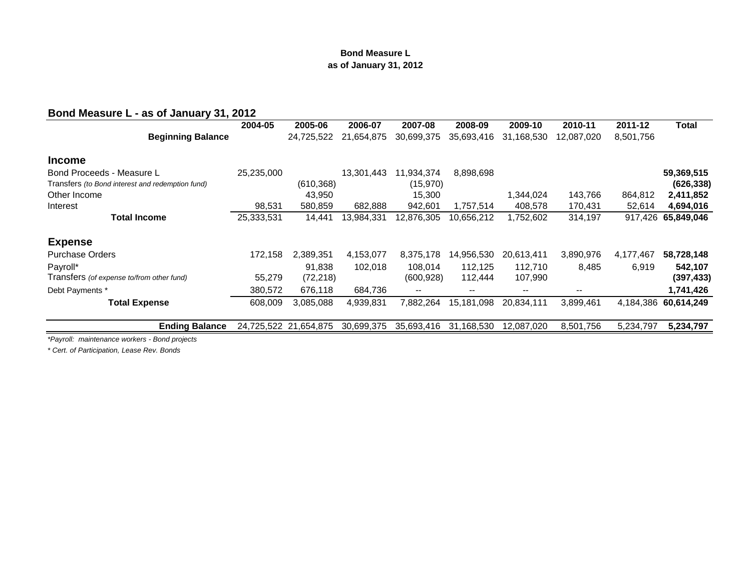**Bond Measure L**
**as of January 31, 2012**

## Bond Measure L - as of January 31, 2012

| | 2004-05 | 2005-06 | 2006-07 | 2007-08 | 2008-09 | 2009-10 | 2010-11 | 2011-12 | Total |
|---|---|---|---|---|---|---|---|---|---|
| **Beginning Balance** | | 24,725,522 | 21,654,875 | 30,699,375 | 35,693,416 | 31,168,530 | 12,087,020 | 8,501,756 | |
| **Income** | | | | | | | | | |
| Bond Proceeds - Measure L | 25,235,000 | | 13,301,443 | 11,934,374 | 8,898,698 | | | | **59,369,515** |
| Transfers *(to Bond interest and redemption fund)* | | (610,368) | | (15,970) | | | | | **(626,338)** |
| Other Income | | 43,950 | | 15,300 | | 1,344,024 | 143,766 | 864,812 | **2,411,852** |
| Interest | 98,531 | 580,859 | 682,888 | 942,601 | 1,757,514 | 408,578 | 170,431 | 52,614 | **4,694,016** |
| **Total Income** | 25,333,531 | 14,441 | 13,984,331 | 12,876,305 | 10,656,212 | 1,752,602 | 314,197 | 917,426 | **65,849,046** |
| **Expense** | | | | | | | | | |
| Purchase Orders | 172,158 | 2,389,351 | 4,153,077 | 8,375,178 | 14,956,530 | 20,613,411 | 3,890,976 | 4,177,467 | **58,728,148** |
| Payroll* | | 91,838 | 102,018 | 108,014 | 112,125 | 112,710 | 8,485 | 6,919 | **542,107** |
| Transfers *(of expense to/from other fund)* | 55,279 | (72,218) | | (600,928) | 112,444 | 107,990 | | | **(397,433)** |
| Debt Payments * | 380,572 | 676,118 | 684,736 | -- | -- | -- | -- | | **1,741,426** |
| **Total Expense** | 608,009 | 3,085,088 | 4,939,831 | 7,882,264 | 15,181,098 | 20,834,111 | 3,899,461 | 4,184,386 | **60,614,249** |
| **Ending Balance** | 24,725,522 | 21,654,875 | 30,699,375 | 35,693,416 | 31,168,530 | 12,087,020 | 8,501,756 | 5,234,797 | **5,234,797** |

*\*Payroll: maintenance workers - Bond projects*

*\* Cert. of Participation, Lease Rev. Bonds*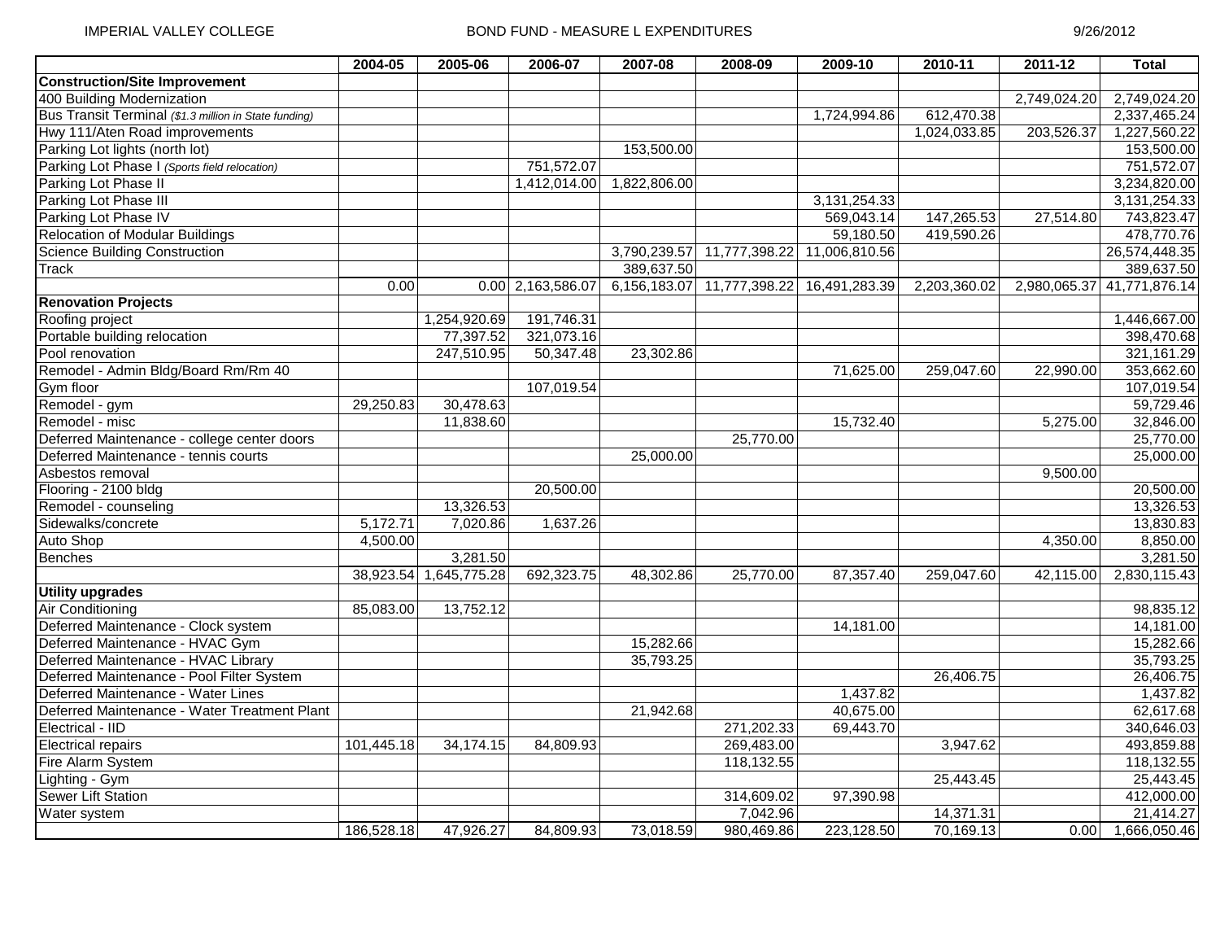IMPERIAL VALLEY COLLEGE BOND FUND - MEASURE L EXPENDITURES 9/26/2012

| | 2004-05 | 2005-06 | 2006-07 | 2007-08 | 2008-09 | 2009-10 | 2010-11 | 2011-12 | Total |
|---|---|---|---|---|---|---|---|---|---|
| **Construction/Site Improvement** | | | | | | | | | |
| 400 Building Modernization | | | | | | | | 2,749,024.20 | 2,749,024.20 |
| Bus Transit Terminal *($1.3 million in State funding)* | | | | | | 1,724,994.86 | 612,470.38 | | 2,337,465.24 |
| Hwy 111/Aten Road improvements | | | | | | | 1,024,033.85 | 203,526.37 | 1,227,560.22 |
| Parking Lot lights (north lot) | | | | 153,500.00 | | | | | 153,500.00 |
| Parking Lot Phase I *(Sports field relocation)* | | | 751,572.07 | | | | | | 751,572.07 |
| Parking Lot Phase II | | | 1,412,014.00 | 1,822,806.00 | | | | | 3,234,820.00 |
| Parking Lot Phase III | | | | | | 3,131,254.33 | | | 3,131,254.33 |
| Parking Lot Phase IV | | | | | | 569,043.14 | 147,265.53 | 27,514.80 | 743,823.47 |
| Relocation of Modular Buildings | | | | | | 59,180.50 | 419,590.26 | | 478,770.76 |
| Science Building Construction | | | | 3,790,239.57 | 11,777,398.22 | 11,006,810.56 | | | 26,574,448.35 |
| Track | | | | 389,637.50 | | | | | 389,637.50 |
| | 0.00 | 0.00 | 2,163,586.07 | 6,156,183.07 | 11,777,398.22 | 16,491,283.39 | 2,203,360.02 | 2,980,065.37 | 41,771,876.14 |
| **Renovation Projects** | | | | | | | | | |
| Roofing project | | 1,254,920.69 | 191,746.31 | | | | | | 1,446,667.00 |
| Portable building relocation | | 77,397.52 | 321,073.16 | | | | | | 398,470.68 |
| Pool renovation | | 247,510.95 | 50,347.48 | 23,302.86 | | | | | 321,161.29 |
| Remodel - Admin Bldg/Board Rm/Rm 40 | | | | | | 71,625.00 | 259,047.60 | 22,990.00 | 353,662.60 |
| Gym floor | | | 107,019.54 | | | | | | 107,019.54 |
| Remodel - gym | 29,250.83 | 30,478.63 | | | | | | | 59,729.46 |
| Remodel - misc | | 11,838.60 | | | | 15,732.40 | | 5,275.00 | 32,846.00 |
| Deferred Maintenance - college center doors | | | | | 25,770.00 | | | | 25,770.00 |
| Deferred Maintenance - tennis courts | | | | 25,000.00 | | | | | 25,000.00 |
| Asbestos removal | | | | | | | | 9,500.00 | |
| Flooring - 2100 bldg | | | 20,500.00 | | | | | | 20,500.00 |
| Remodel - counseling | | 13,326.53 | | | | | | | 13,326.53 |
| Sidewalks/concrete | 5,172.71 | 7,020.86 | 1,637.26 | | | | | | 13,830.83 |
| Auto Shop | 4,500.00 | | | | | | | 4,350.00 | 8,850.00 |
| Benches | | 3,281.50 | | | | | | | 3,281.50 |
| | 38,923.54 | 1,645,775.28 | 692,323.75 | 48,302.86 | 25,770.00 | 87,357.40 | 259,047.60 | 42,115.00 | 2,830,115.43 |
| **Utility upgrades** | | | | | | | | | |
| Air Conditioning | 85,083.00 | 13,752.12 | | | | | | | 98,835.12 |
| Deferred Maintenance - Clock system | | | | | | 14,181.00 | | | 14,181.00 |
| Deferred Maintenance - HVAC Gym | | | | 15,282.66 | | | | | 15,282.66 |
| Deferred Maintenance - HVAC Library | | | | 35,793.25 | | | | | 35,793.25 |
| Deferred Maintenance - Pool Filter System | | | | | | | 26,406.75 | | 26,406.75 |
| Deferred Maintenance - Water Lines | | | | | | 1,437.82 | | | 1,437.82 |
| Deferred Maintenance - Water Treatment Plant | | | | 21,942.68 | | 40,675.00 | | | 62,617.68 |
| Electrical - IID | | | | | 271,202.33 | 69,443.70 | | | 340,646.03 |
| Electrical repairs | 101,445.18 | 34,174.15 | 84,809.93 | | 269,483.00 | | 3,947.62 | | 493,859.88 |
| Fire Alarm System | | | | | 118,132.55 | | | | 118,132.55 |
| Lighting - Gym | | | | | | | 25,443.45 | | 25,443.45 |
| Sewer Lift Station | | | | | 314,609.02 | 97,390.98 | | | 412,000.00 |
| Water system | | | | | 7,042.96 | | 14,371.31 | | 21,414.27 |
| | 186,528.18 | 47,926.27 | 84,809.93 | 73,018.59 | 980,469.86 | 223,128.50 | 70,169.13 | 0.00 | 1,666,050.46 |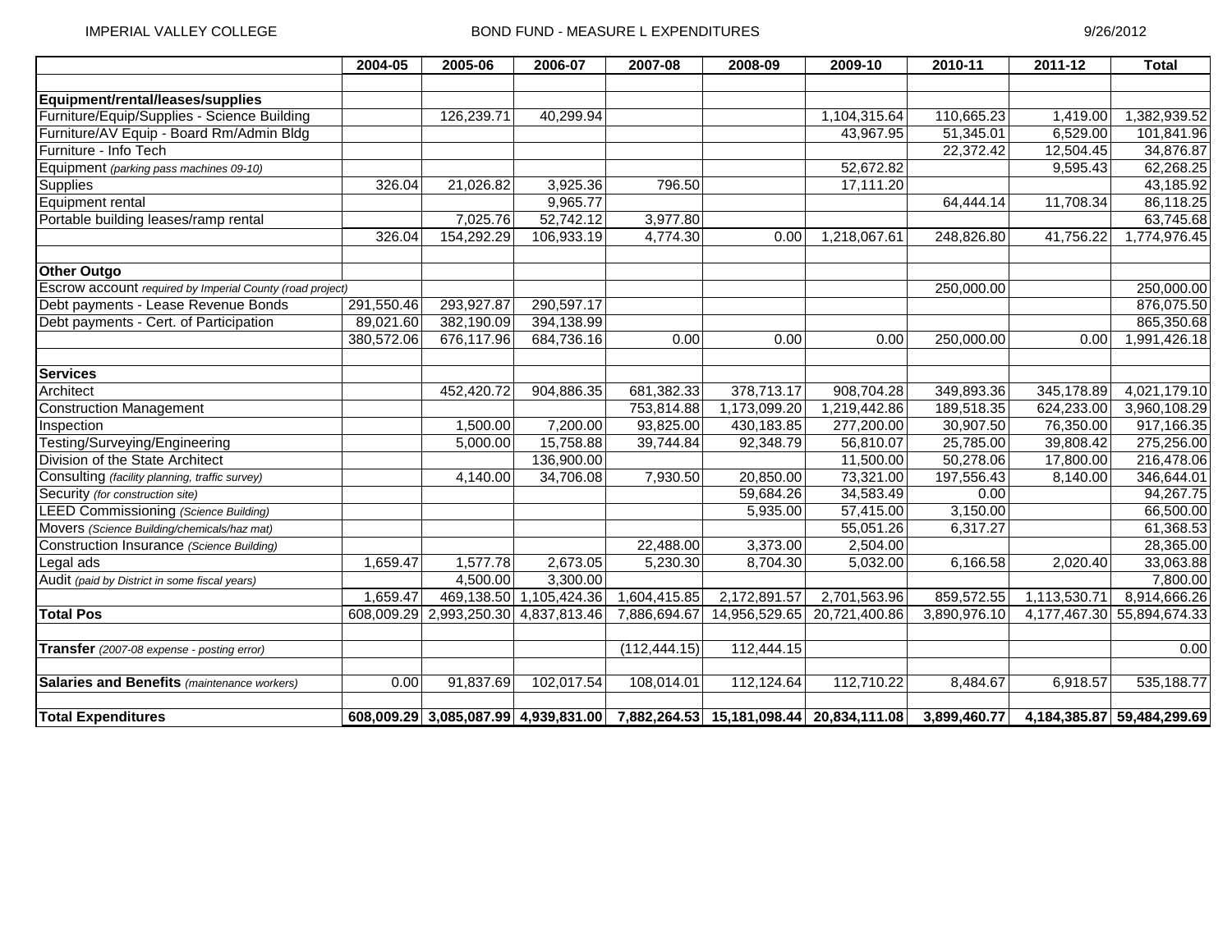IMPERIAL VALLEY COLLEGE — BOND FUND - MEASURE L EXPENDITURES — 9/26/2012

| | 2004-05 | 2005-06 | 2006-07 | 2007-08 | 2008-09 | 2009-10 | 2010-11 | 2011-12 | Total |
|---|---|---|---|---|---|---|---|---|---|
| | | | | | | | | | |
| **Equipment/rental/leases/supplies** | | | | | | | | | |
| Furniture/Equip/Supplies - Science Building | | 126,239.71 | 40,299.94 | | | 1,104,315.64 | 110,665.23 | 1,419.00 | 1,382,939.52 |
| Furniture/AV Equip - Board Rm/Admin Bldg | | | | | | 43,967.95 | 51,345.01 | 6,529.00 | 101,841.96 |
| Furniture - Info Tech | | | | | | | 22,372.42 | 12,504.45 | 34,876.87 |
| Equipment *(parking pass machines 09-10)* | | | | | | 52,672.82 | | 9,595.43 | 62,268.25 |
| Supplies | 326.04 | 21,026.82 | 3,925.36 | 796.50 | | 17,111.20 | | | 43,185.92 |
| Equipment rental | | | 9,965.77 | | | | 64,444.14 | 11,708.34 | 86,118.25 |
| Portable building leases/ramp rental | | 7,025.76 | 52,742.12 | 3,977.80 | | | | | 63,745.68 |
| | 326.04 | 154,292.29 | 106,933.19 | 4,774.30 | 0.00 | 1,218,067.61 | 248,826.80 | 41,756.22 | 1,774,976.45 |
| | | | | | | | | | |
| **Other Outgo** | | | | | | | | | |
| Escrow account *required by Imperial County (road project)* | | | | | | | 250,000.00 | | 250,000.00 |
| Debt payments - Lease Revenue Bonds | 291,550.46 | 293,927.87 | 290,597.17 | | | | | | 876,075.50 |
| Debt payments - Cert. of Participation | 89,021.60 | 382,190.09 | 394,138.99 | | | | | | 865,350.68 |
| | 380,572.06 | 676,117.96 | 684,736.16 | 0.00 | 0.00 | 0.00 | 250,000.00 | 0.00 | 1,991,426.18 |
| | | | | | | | | | |
| **Services** | | | | | | | | | |
| Architect | | 452,420.72 | 904,886.35 | 681,382.33 | 378,713.17 | 908,704.28 | 349,893.36 | 345,178.89 | 4,021,179.10 |
| Construction Management | | | | 753,814.88 | 1,173,099.20 | 1,219,442.86 | 189,518.35 | 624,233.00 | 3,960,108.29 |
| Inspection | | 1,500.00 | 7,200.00 | 93,825.00 | 430,183.85 | 277,200.00 | 30,907.50 | 76,350.00 | 917,166.35 |
| Testing/Surveying/Engineering | | 5,000.00 | 15,758.88 | 39,744.84 | 92,348.79 | 56,810.07 | 25,785.00 | 39,808.42 | 275,256.00 |
| Division of the State Architect | | | 136,900.00 | | | 11,500.00 | 50,278.06 | 17,800.00 | 216,478.06 |
| Consulting *(facility planning, traffic survey)* | | 4,140.00 | 34,706.08 | 7,930.50 | 20,850.00 | 73,321.00 | 197,556.43 | 8,140.00 | 346,644.01 |
| Security *(for construction site)* | | | | | 59,684.26 | 34,583.49 | 0.00 | | 94,267.75 |
| LEED Commissioning *(Science Building)* | | | | | 5,935.00 | 57,415.00 | 3,150.00 | | 66,500.00 |
| Movers *(Science Building/chemicals/haz mat)* | | | | | | 55,051.26 | 6,317.27 | | 61,368.53 |
| Construction Insurance *(Science Building)* | | | | 22,488.00 | 3,373.00 | 2,504.00 | | | 28,365.00 |
| Legal ads | 1,659.47 | 1,577.78 | 2,673.05 | 5,230.30 | 8,704.30 | 5,032.00 | 6,166.58 | 2,020.40 | 33,063.88 |
| Audit *(paid by District in some fiscal years)* | | 4,500.00 | 3,300.00 | | | | | | 7,800.00 |
| | 1,659.47 | 469,138.50 | 1,105,424.36 | 1,604,415.85 | 2,172,891.57 | 2,701,563.96 | 859,572.55 | 1,113,530.71 | 8,914,666.26 |
| **Total Pos** | 608,009.29 | 2,993,250.30 | 4,837,813.46 | 7,886,694.67 | 14,956,529.65 | 20,721,400.86 | 3,890,976.10 | 4,177,467.30 | 55,894,674.33 |
| | | | | | | | | | |
| **Transfer** *(2007-08 expense - posting error)* | | | | (112,444.15) | 112,444.15 | | | | 0.00 |
| | | | | | | | | | |
| **Salaries and Benefits** *(maintenance workers)* | 0.00 | 91,837.69 | 102,017.54 | 108,014.01 | 112,124.64 | 112,710.22 | 8,484.67 | 6,918.57 | 535,188.77 |
| | | | | | | | | | |
| **Total Expenditures** | **608,009.29** | **3,085,087.99** | **4,939,831.00** | **7,882,264.53** | **15,181,098.44** | **20,834,111.08** | **3,899,460.77** | **4,184,385.87** | **59,484,299.69** |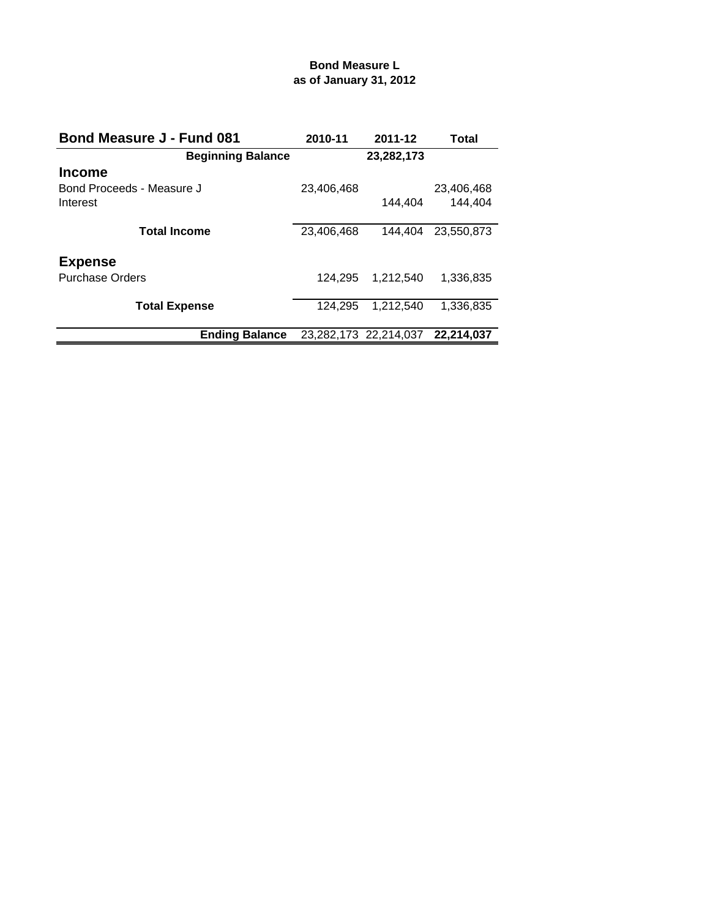**Bond Measure L**
**as of January 31, 2012**

| Bond Measure J - Fund 081 | 2010-11 | 2011-12 | Total |
|---|---|---|---|
| **Beginning Balance** | | **23,282,173** | |
| **Income** | | | |
| Bond Proceeds - Measure J | 23,406,468 | | 23,406,468 |
| Interest | | 144,404 | 144,404 |
| **Total Income** | 23,406,468 | 144,404 | 23,550,873 |
| **Expense** | | | |
| Purchase Orders | 124,295 | 1,212,540 | 1,336,835 |
| **Total Expense** | 124,295 | 1,212,540 | 1,336,835 |
| **Ending Balance** | 23,282,173 | 22,214,037 | **22,214,037** |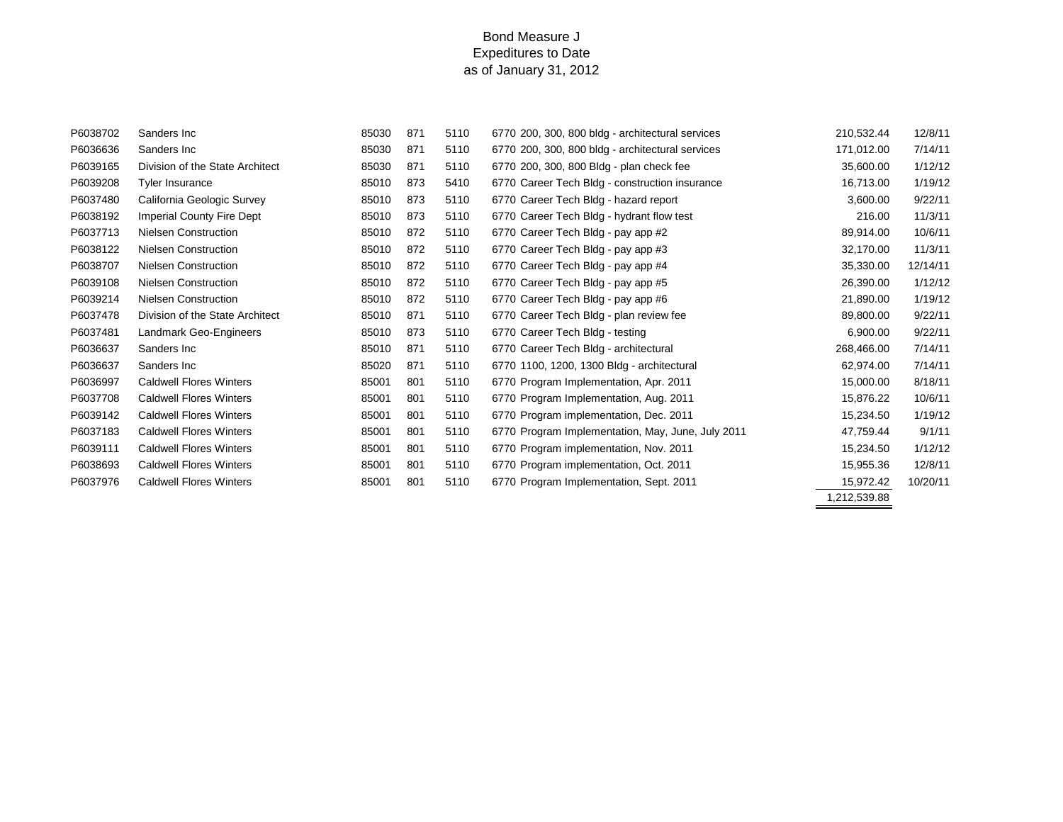Bond Measure J
Expeditures to Date
as of January 31, 2012

| | | | | | | | |
|---|---|---|---|---|---|---|---|
| P6038702 | Sanders Inc | 85030 | 871 | 5110 | 6770 200, 300, 800 bldg - architectural services | 210,532.44 | 12/8/11 |
| P6036636 | Sanders Inc | 85030 | 871 | 5110 | 6770 200, 300, 800 bldg - architectural services | 171,012.00 | 7/14/11 |
| P6039165 | Division of the State Architect | 85030 | 871 | 5110 | 6770 200, 300, 800 Bldg - plan check fee | 35,600.00 | 1/12/12 |
| P6039208 | Tyler Insurance | 85010 | 873 | 5410 | 6770 Career Tech Bldg - construction insurance | 16,713.00 | 1/19/12 |
| P6037480 | California Geologic Survey | 85010 | 873 | 5110 | 6770 Career Tech Bldg - hazard report | 3,600.00 | 9/22/11 |
| P6038192 | Imperial County Fire Dept | 85010 | 873 | 5110 | 6770 Career Tech Bldg - hydrant flow test | 216.00 | 11/3/11 |
| P6037713 | Nielsen Construction | 85010 | 872 | 5110 | 6770 Career Tech Bldg - pay app #2 | 89,914.00 | 10/6/11 |
| P6038122 | Nielsen Construction | 85010 | 872 | 5110 | 6770 Career Tech Bldg - pay app #3 | 32,170.00 | 11/3/11 |
| P6038707 | Nielsen Construction | 85010 | 872 | 5110 | 6770 Career Tech Bldg - pay app #4 | 35,330.00 | 12/14/11 |
| P6039108 | Nielsen Construction | 85010 | 872 | 5110 | 6770 Career Tech Bldg - pay app #5 | 26,390.00 | 1/12/12 |
| P6039214 | Nielsen Construction | 85010 | 872 | 5110 | 6770 Career Tech Bldg - pay app #6 | 21,890.00 | 1/19/12 |
| P6037478 | Division of the State Architect | 85010 | 871 | 5110 | 6770 Career Tech Bldg - plan review fee | 89,800.00 | 9/22/11 |
| P6037481 | Landmark Geo-Engineers | 85010 | 873 | 5110 | 6770 Career Tech Bldg - testing | 6,900.00 | 9/22/11 |
| P6036637 | Sanders Inc | 85010 | 871 | 5110 | 6770 Career Tech Bldg - architectural | 268,466.00 | 7/14/11 |
| P6036637 | Sanders Inc | 85020 | 871 | 5110 | 6770 1100, 1200, 1300 Bldg - architectural | 62,974.00 | 7/14/11 |
| P6036997 | Caldwell Flores Winters | 85001 | 801 | 5110 | 6770 Program Implementation, Apr. 2011 | 15,000.00 | 8/18/11 |
| P6037708 | Caldwell Flores Winters | 85001 | 801 | 5110 | 6770 Program Implementation, Aug. 2011 | 15,876.22 | 10/6/11 |
| P6039142 | Caldwell Flores Winters | 85001 | 801 | 5110 | 6770 Program implementation, Dec. 2011 | 15,234.50 | 1/19/12 |
| P6037183 | Caldwell Flores Winters | 85001 | 801 | 5110 | 6770 Program Implementation, May, June, July 2011 | 47,759.44 | 9/1/11 |
| P6039111 | Caldwell Flores Winters | 85001 | 801 | 5110 | 6770 Program implementation, Nov. 2011 | 15,234.50 | 1/12/12 |
| P6038693 | Caldwell Flores Winters | 85001 | 801 | 5110 | 6770 Program implementation, Oct. 2011 | 15,955.36 | 12/8/11 |
| P6037976 | Caldwell Flores Winters | 85001 | 801 | 5110 | 6770 Program Implementation, Sept. 2011 | 15,972.42 | 10/20/11 |
| | | | | | | 1,212,539.88 | |